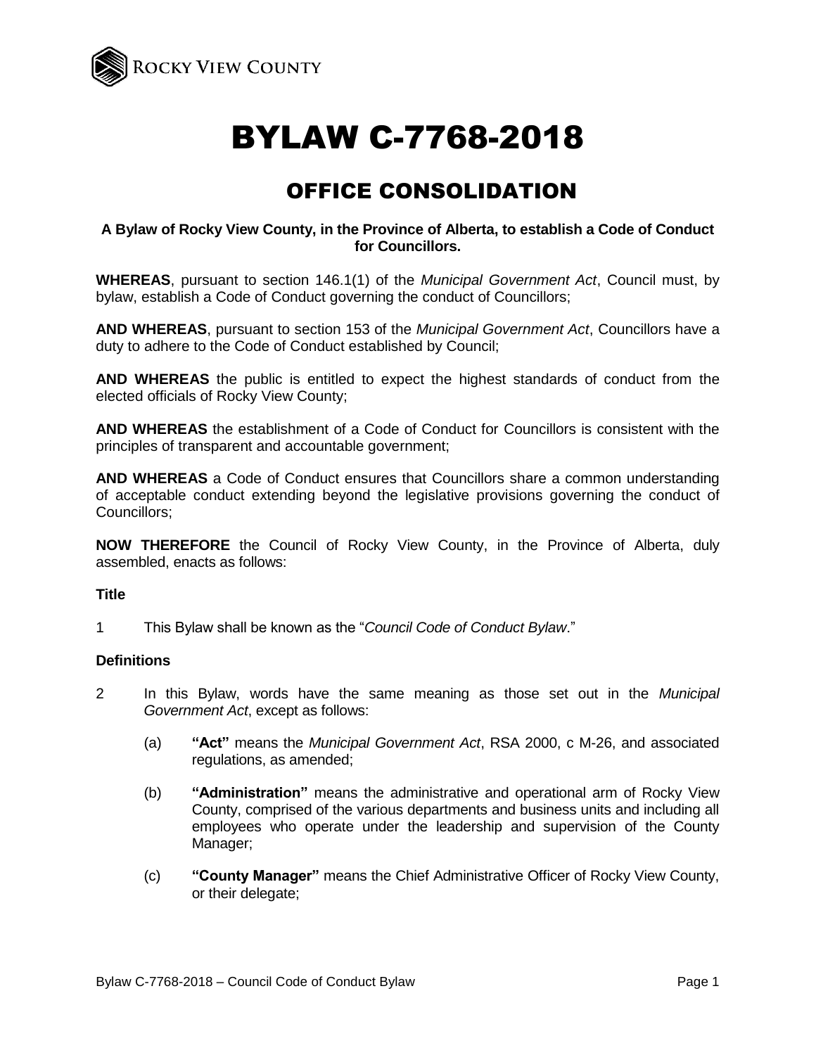ROCKY VIEW COUNTY

# BYLAW C-7768-2018

## OFFICE CONSOLIDATION

**A Bylaw of Rocky View County, in the Province of Alberta, to establish a Code of Conduct for Councillors.**

**WHEREAS**, pursuant to section 146.1(1) of the *Municipal Government Act*, Council must, by bylaw, establish a Code of Conduct governing the conduct of Councillors;

**AND WHEREAS**, pursuant to section 153 of the *Municipal Government Act*, Councillors have a duty to adhere to the Code of Conduct established by Council;

**AND WHEREAS** the public is entitled to expect the highest standards of conduct from the elected officials of Rocky View County;

**AND WHEREAS** the establishment of a Code of Conduct for Councillors is consistent with the principles of transparent and accountable government;

**AND WHEREAS** a Code of Conduct ensures that Councillors share a common understanding of acceptable conduct extending beyond the legislative provisions governing the conduct of Councillors;

**NOW THEREFORE** the Council of Rocky View County, in the Province of Alberta, duly assembled, enacts as follows:

### Title

1 This Bylaw shall be known as the "*Council Code of Conduct Bylaw*."

### Definitions

2 In this Bylaw, words have the same meaning as those set out in the *Municipal Government Act*, except as follows:

(a) **"Act"** means the *Municipal Government Act*, RSA 2000, c M-26, and associated regulations, as amended;

(b) **"Administration"** means the administrative and operational arm of Rocky View County, comprised of the various departments and business units and including all employees who operate under the leadership and supervision of the County Manager;

(c) **"County Manager"** means the Chief Administrative Officer of Rocky View County, or their delegate;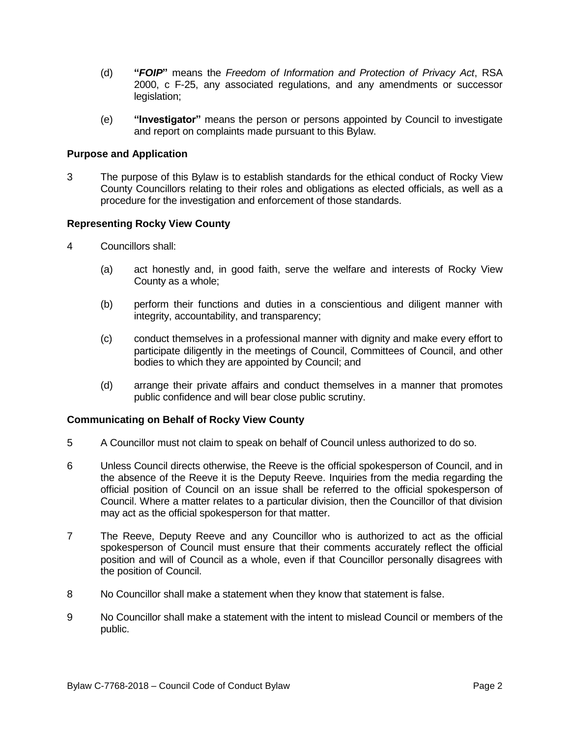(d) **"*FOIP*"** means the *Freedom of Information and Protection of Privacy Act*, RSA 2000, c F-25, any associated regulations, and any amendments or successor legislation;

(e) **"Investigator"** means the person or persons appointed by Council to investigate and report on complaints made pursuant to this Bylaw.

**Purpose and Application**

3 The purpose of this Bylaw is to establish standards for the ethical conduct of Rocky View County Councillors relating to their roles and obligations as elected officials, as well as a procedure for the investigation and enforcement of those standards.

**Representing Rocky View County**

4 Councillors shall:

(a) act honestly and, in good faith, serve the welfare and interests of Rocky View County as a whole;

(b) perform their functions and duties in a conscientious and diligent manner with integrity, accountability, and transparency;

(c) conduct themselves in a professional manner with dignity and make every effort to participate diligently in the meetings of Council, Committees of Council, and other bodies to which they are appointed by Council; and

(d) arrange their private affairs and conduct themselves in a manner that promotes public confidence and will bear close public scrutiny.

**Communicating on Behalf of Rocky View County**

5 A Councillor must not claim to speak on behalf of Council unless authorized to do so.

6 Unless Council directs otherwise, the Reeve is the official spokesperson of Council, and in the absence of the Reeve it is the Deputy Reeve. Inquiries from the media regarding the official position of Council on an issue shall be referred to the official spokesperson of Council. Where a matter relates to a particular division, then the Councillor of that division may act as the official spokesperson for that matter.

7 The Reeve, Deputy Reeve and any Councillor who is authorized to act as the official spokesperson of Council must ensure that their comments accurately reflect the official position and will of Council as a whole, even if that Councillor personally disagrees with the position of Council.

8 No Councillor shall make a statement when they know that statement is false.

9 No Councillor shall make a statement with the intent to mislead Council or members of the public.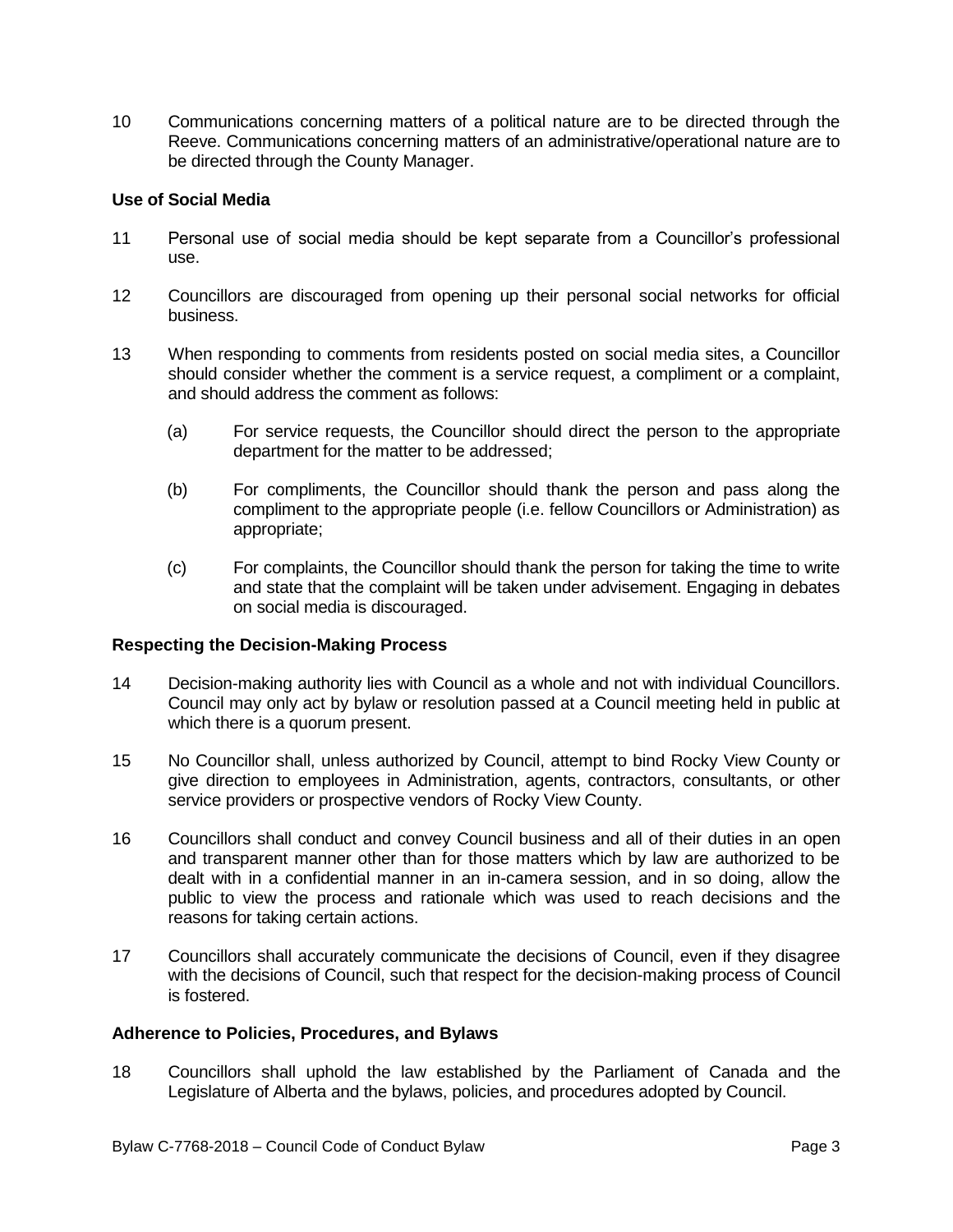10 Communications concerning matters of a political nature are to be directed through the Reeve. Communications concerning matters of an administrative/operational nature are to be directed through the County Manager.

**Use of Social Media**

11 Personal use of social media should be kept separate from a Councillor's professional use.

12 Councillors are discouraged from opening up their personal social networks for official business.

13 When responding to comments from residents posted on social media sites, a Councillor should consider whether the comment is a service request, a compliment or a complaint, and should address the comment as follows:

(a) For service requests, the Councillor should direct the person to the appropriate department for the matter to be addressed;

(b) For compliments, the Councillor should thank the person and pass along the compliment to the appropriate people (i.e. fellow Councillors or Administration) as appropriate;

(c) For complaints, the Councillor should thank the person for taking the time to write and state that the complaint will be taken under advisement. Engaging in debates on social media is discouraged.

**Respecting the Decision-Making Process**

14 Decision-making authority lies with Council as a whole and not with individual Councillors. Council may only act by bylaw or resolution passed at a Council meeting held in public at which there is a quorum present.

15 No Councillor shall, unless authorized by Council, attempt to bind Rocky View County or give direction to employees in Administration, agents, contractors, consultants, or other service providers or prospective vendors of Rocky View County.

16 Councillors shall conduct and convey Council business and all of their duties in an open and transparent manner other than for those matters which by law are authorized to be dealt with in a confidential manner in an in-camera session, and in so doing, allow the public to view the process and rationale which was used to reach decisions and the reasons for taking certain actions.

17 Councillors shall accurately communicate the decisions of Council, even if they disagree with the decisions of Council, such that respect for the decision-making process of Council is fostered.

**Adherence to Policies, Procedures, and Bylaws**

18 Councillors shall uphold the law established by the Parliament of Canada and the Legislature of Alberta and the bylaws, policies, and procedures adopted by Council.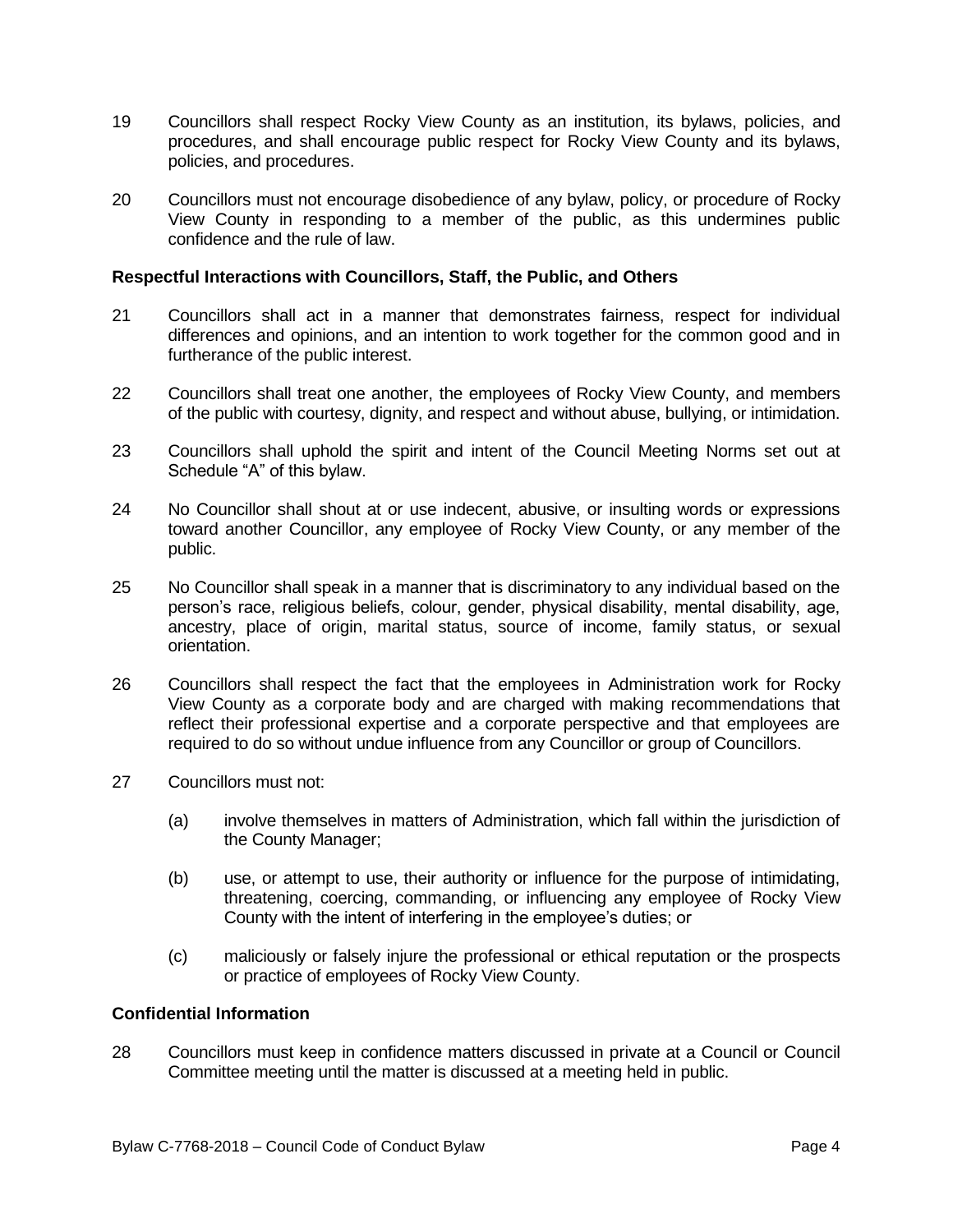19 Councillors shall respect Rocky View County as an institution, its bylaws, policies, and procedures, and shall encourage public respect for Rocky View County and its bylaws, policies, and procedures.

20 Councillors must not encourage disobedience of any bylaw, policy, or procedure of Rocky View County in responding to a member of the public, as this undermines public confidence and the rule of law.

**Respectful Interactions with Councillors, Staff, the Public, and Others**

21 Councillors shall act in a manner that demonstrates fairness, respect for individual differences and opinions, and an intention to work together for the common good and in furtherance of the public interest.

22 Councillors shall treat one another, the employees of Rocky View County, and members of the public with courtesy, dignity, and respect and without abuse, bullying, or intimidation.

23 Councillors shall uphold the spirit and intent of the Council Meeting Norms set out at Schedule "A" of this bylaw.

24 No Councillor shall shout at or use indecent, abusive, or insulting words or expressions toward another Councillor, any employee of Rocky View County, or any member of the public.

25 No Councillor shall speak in a manner that is discriminatory to any individual based on the person's race, religious beliefs, colour, gender, physical disability, mental disability, age, ancestry, place of origin, marital status, source of income, family status, or sexual orientation.

26 Councillors shall respect the fact that the employees in Administration work for Rocky View County as a corporate body and are charged with making recommendations that reflect their professional expertise and a corporate perspective and that employees are required to do so without undue influence from any Councillor or group of Councillors.

27 Councillors must not:

(a) involve themselves in matters of Administration, which fall within the jurisdiction of the County Manager;

(b) use, or attempt to use, their authority or influence for the purpose of intimidating, threatening, coercing, commanding, or influencing any employee of Rocky View County with the intent of interfering in the employee's duties; or

(c) maliciously or falsely injure the professional or ethical reputation or the prospects or practice of employees of Rocky View County.

**Confidential Information**

28 Councillors must keep in confidence matters discussed in private at a Council or Council Committee meeting until the matter is discussed at a meeting held in public.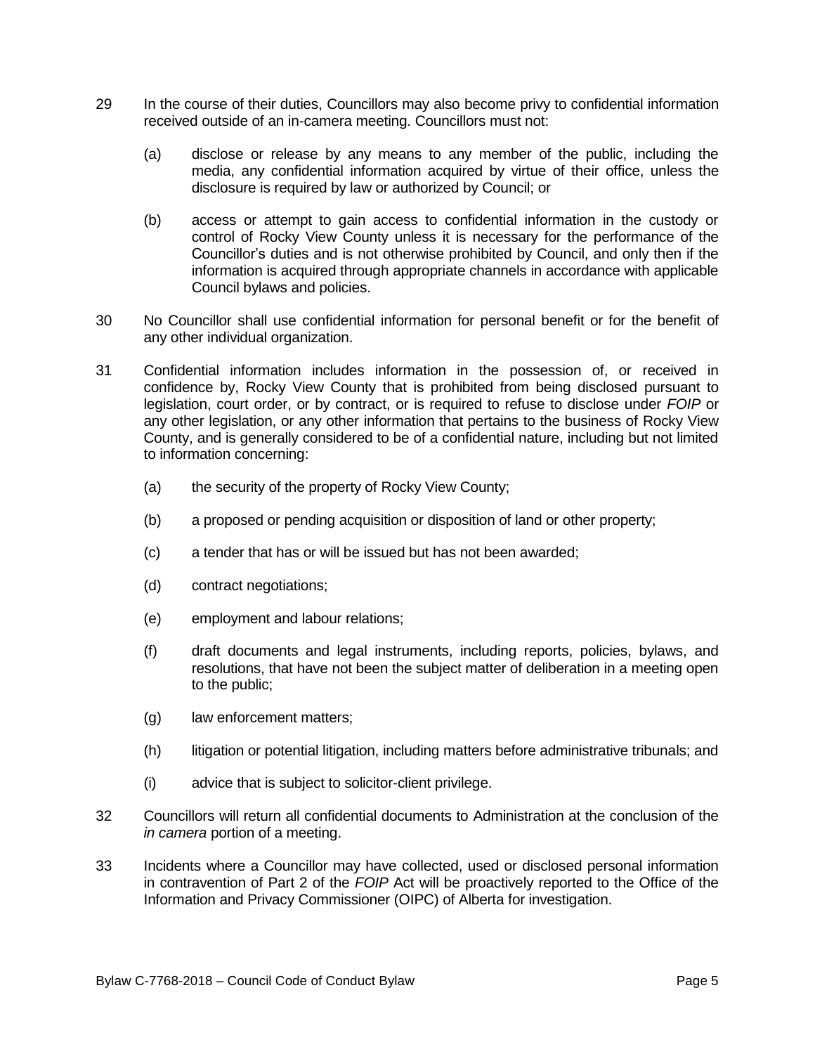29 In the course of their duties, Councillors may also become privy to confidential information received outside of an in-camera meeting. Councillors must not:

(a) disclose or release by any means to any member of the public, including the media, any confidential information acquired by virtue of their office, unless the disclosure is required by law or authorized by Council; or

(b) access or attempt to gain access to confidential information in the custody or control of Rocky View County unless it is necessary for the performance of the Councillor's duties and is not otherwise prohibited by Council, and only then if the information is acquired through appropriate channels in accordance with applicable Council bylaws and policies.

30 No Councillor shall use confidential information for personal benefit or for the benefit of any other individual organization.

31 Confidential information includes information in the possession of, or received in confidence by, Rocky View County that is prohibited from being disclosed pursuant to legislation, court order, or by contract, or is required to refuse to disclose under *FOIP* or any other legislation, or any other information that pertains to the business of Rocky View County, and is generally considered to be of a confidential nature, including but not limited to information concerning:

(a) the security of the property of Rocky View County;

(b) a proposed or pending acquisition or disposition of land or other property;

(c) a tender that has or will be issued but has not been awarded;

(d) contract negotiations;

(e) employment and labour relations;

(f) draft documents and legal instruments, including reports, policies, bylaws, and resolutions, that have not been the subject matter of deliberation in a meeting open to the public;

(g) law enforcement matters;

(h) litigation or potential litigation, including matters before administrative tribunals; and

(i) advice that is subject to solicitor-client privilege.

32 Councillors will return all confidential documents to Administration at the conclusion of the *in camera* portion of a meeting.

33 Incidents where a Councillor may have collected, used or disclosed personal information in contravention of Part 2 of the *FOIP* Act will be proactively reported to the Office of the Information and Privacy Commissioner (OIPC) of Alberta for investigation.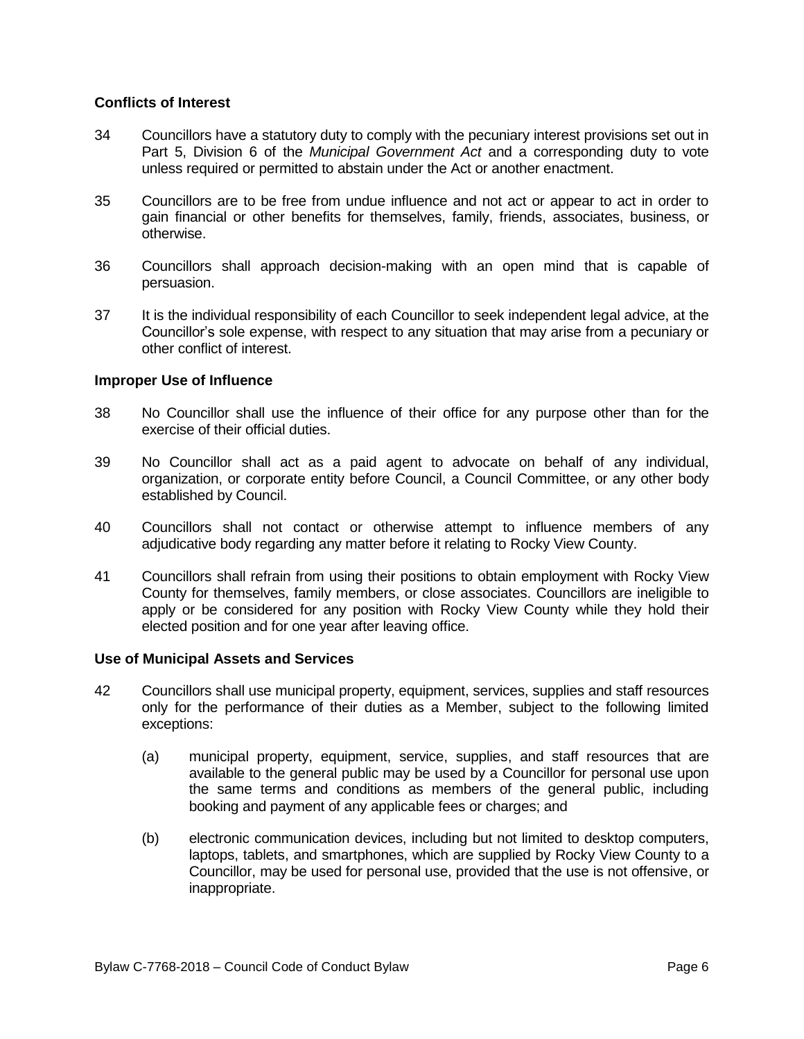### Conflicts of Interest

34 Councillors have a statutory duty to comply with the pecuniary interest provisions set out in Part 5, Division 6 of the *Municipal Government Act* and a corresponding duty to vote unless required or permitted to abstain under the Act or another enactment.

35 Councillors are to be free from undue influence and not act or appear to act in order to gain financial or other benefits for themselves, family, friends, associates, business, or otherwise.

36 Councillors shall approach decision-making with an open mind that is capable of persuasion.

37 It is the individual responsibility of each Councillor to seek independent legal advice, at the Councillor's sole expense, with respect to any situation that may arise from a pecuniary or other conflict of interest.

### Improper Use of Influence

38 No Councillor shall use the influence of their office for any purpose other than for the exercise of their official duties.

39 No Councillor shall act as a paid agent to advocate on behalf of any individual, organization, or corporate entity before Council, a Council Committee, or any other body established by Council.

40 Councillors shall not contact or otherwise attempt to influence members of any adjudicative body regarding any matter before it relating to Rocky View County.

41 Councillors shall refrain from using their positions to obtain employment with Rocky View County for themselves, family members, or close associates. Councillors are ineligible to apply or be considered for any position with Rocky View County while they hold their elected position and for one year after leaving office.

### Use of Municipal Assets and Services

42 Councillors shall use municipal property, equipment, services, supplies and staff resources only for the performance of their duties as a Member, subject to the following limited exceptions:

(a) municipal property, equipment, service, supplies, and staff resources that are available to the general public may be used by a Councillor for personal use upon the same terms and conditions as members of the general public, including booking and payment of any applicable fees or charges; and

(b) electronic communication devices, including but not limited to desktop computers, laptops, tablets, and smartphones, which are supplied by Rocky View County to a Councillor, may be used for personal use, provided that the use is not offensive, or inappropriate.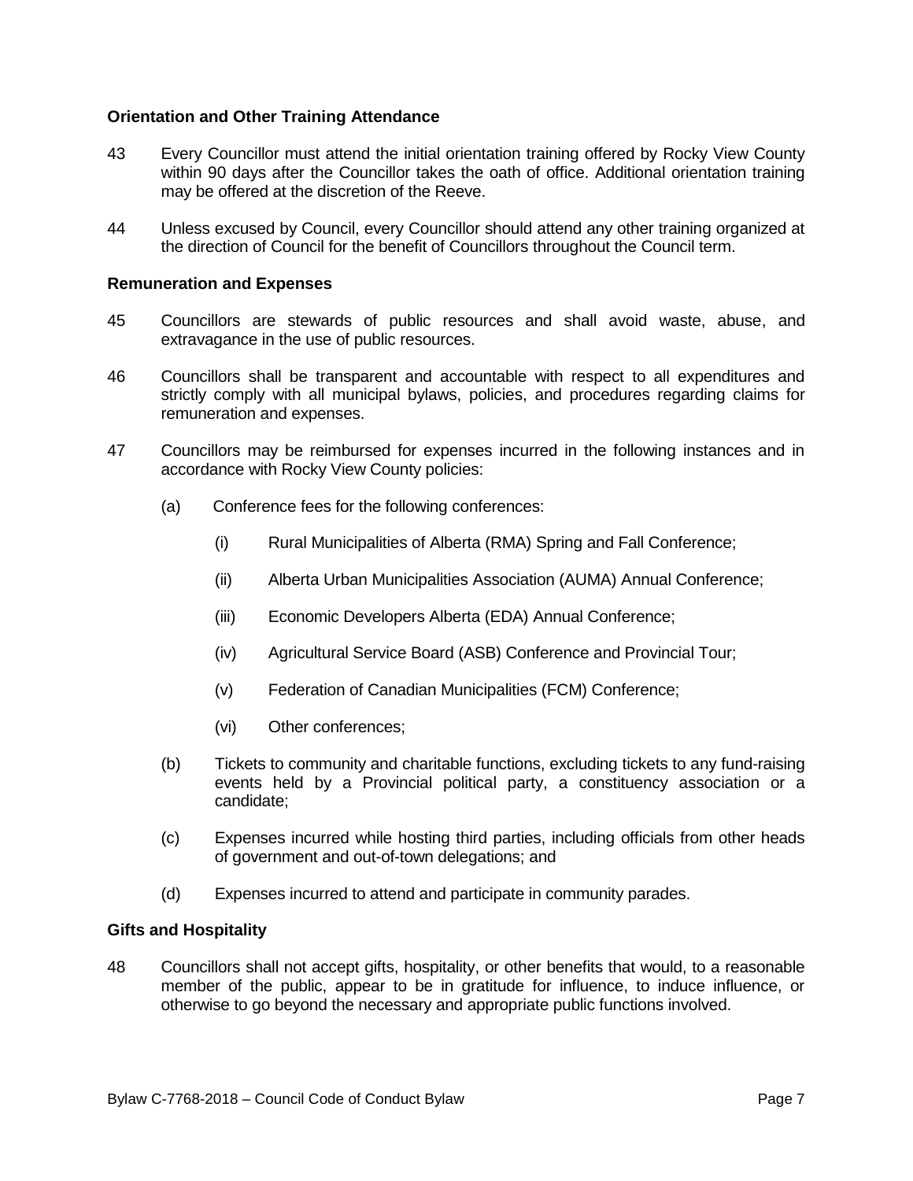**Orientation and Other Training Attendance**

43 Every Councillor must attend the initial orientation training offered by Rocky View County within 90 days after the Councillor takes the oath of office. Additional orientation training may be offered at the discretion of the Reeve.

44 Unless excused by Council, every Councillor should attend any other training organized at the direction of Council for the benefit of Councillors throughout the Council term.

**Remuneration and Expenses**

45 Councillors are stewards of public resources and shall avoid waste, abuse, and extravagance in the use of public resources.

46 Councillors shall be transparent and accountable with respect to all expenditures and strictly comply with all municipal bylaws, policies, and procedures regarding claims for remuneration and expenses.

47 Councillors may be reimbursed for expenses incurred in the following instances and in accordance with Rocky View County policies:

(a) Conference fees for the following conferences:

(i) Rural Municipalities of Alberta (RMA) Spring and Fall Conference;

(ii) Alberta Urban Municipalities Association (AUMA) Annual Conference;

(iii) Economic Developers Alberta (EDA) Annual Conference;

(iv) Agricultural Service Board (ASB) Conference and Provincial Tour;

(v) Federation of Canadian Municipalities (FCM) Conference;

(vi) Other conferences;

(b) Tickets to community and charitable functions, excluding tickets to any fund-raising events held by a Provincial political party, a constituency association or a candidate;

(c) Expenses incurred while hosting third parties, including officials from other heads of government and out-of-town delegations; and

(d) Expenses incurred to attend and participate in community parades.

**Gifts and Hospitality**

48 Councillors shall not accept gifts, hospitality, or other benefits that would, to a reasonable member of the public, appear to be in gratitude for influence, to induce influence, or otherwise to go beyond the necessary and appropriate public functions involved.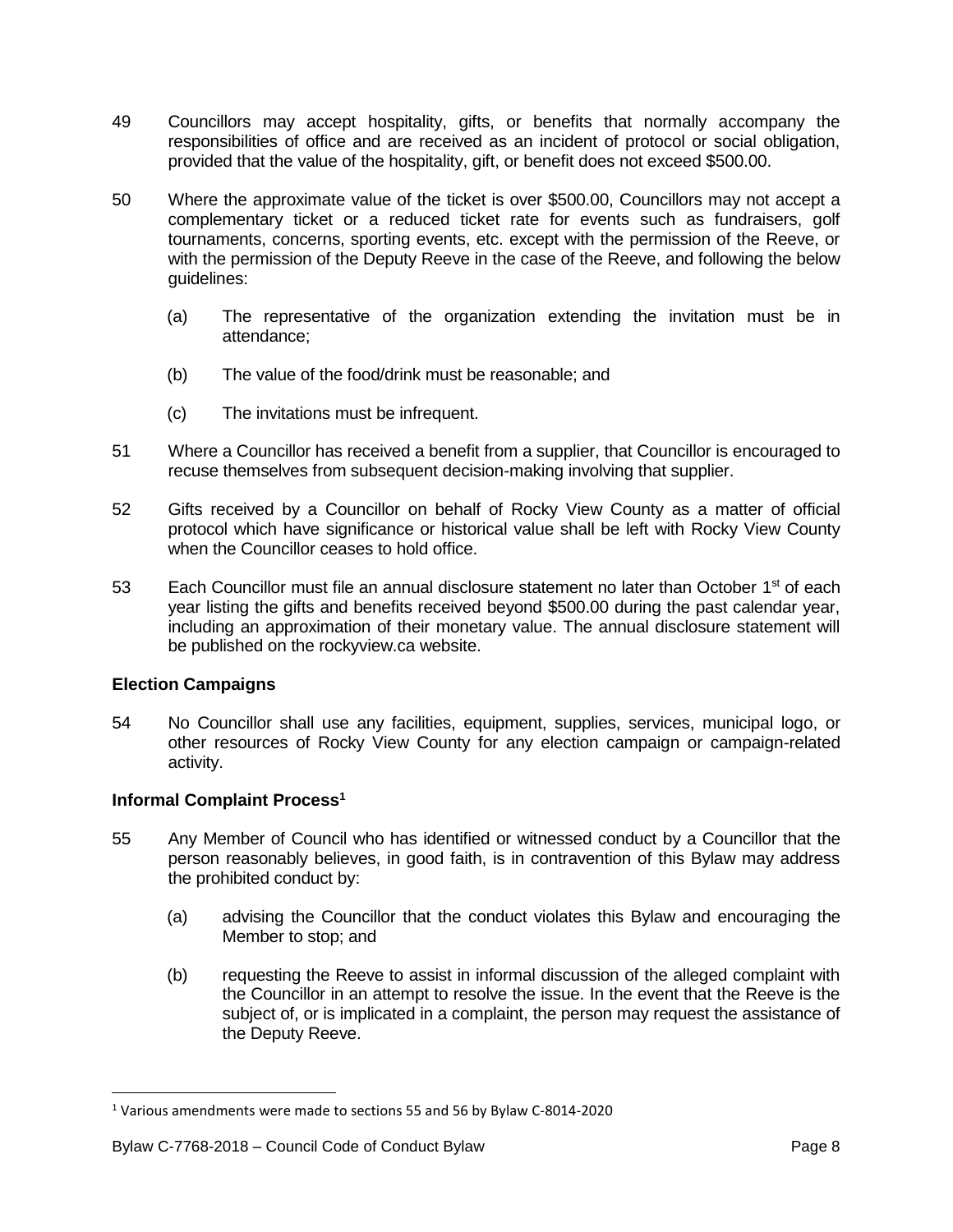49 Councillors may accept hospitality, gifts, or benefits that normally accompany the responsibilities of office and are received as an incident of protocol or social obligation, provided that the value of the hospitality, gift, or benefit does not exceed $500.00.

50 Where the approximate value of the ticket is over $500.00, Councillors may not accept a complementary ticket or a reduced ticket rate for events such as fundraisers, golf tournaments, concerns, sporting events, etc. except with the permission of the Reeve, or with the permission of the Deputy Reeve in the case of the Reeve, and following the below guidelines:

(a) The representative of the organization extending the invitation must be in attendance;

(b) The value of the food/drink must be reasonable; and

(c) The invitations must be infrequent.

51 Where a Councillor has received a benefit from a supplier, that Councillor is encouraged to recuse themselves from subsequent decision-making involving that supplier.

52 Gifts received by a Councillor on behalf of Rocky View County as a matter of official protocol which have significance or historical value shall be left with Rocky View County when the Councillor ceases to hold office.

53 Each Councillor must file an annual disclosure statement no later than October 1st of each year listing the gifts and benefits received beyond $500.00 during the past calendar year, including an approximation of their monetary value. The annual disclosure statement will be published on the rockyview.ca website.

### Election Campaigns

54 No Councillor shall use any facilities, equipment, supplies, services, municipal logo, or other resources of Rocky View County for any election campaign or campaign-related activity.

### Informal Complaint Process[1]

55 Any Member of Council who has identified or witnessed conduct by a Councillor that the person reasonably believes, in good faith, is in contravention of this Bylaw may address the prohibited conduct by:

(a) advising the Councillor that the conduct violates this Bylaw and encouraging the Member to stop; and

(b) requesting the Reeve to assist in informal discussion of the alleged complaint with the Councillor in an attempt to resolve the issue. In the event that the Reeve is the subject of, or is implicated in a complaint, the person may request the assistance of the Deputy Reeve.

---

[1] Various amendments were made to sections 55 and 56 by Bylaw C-8014-2020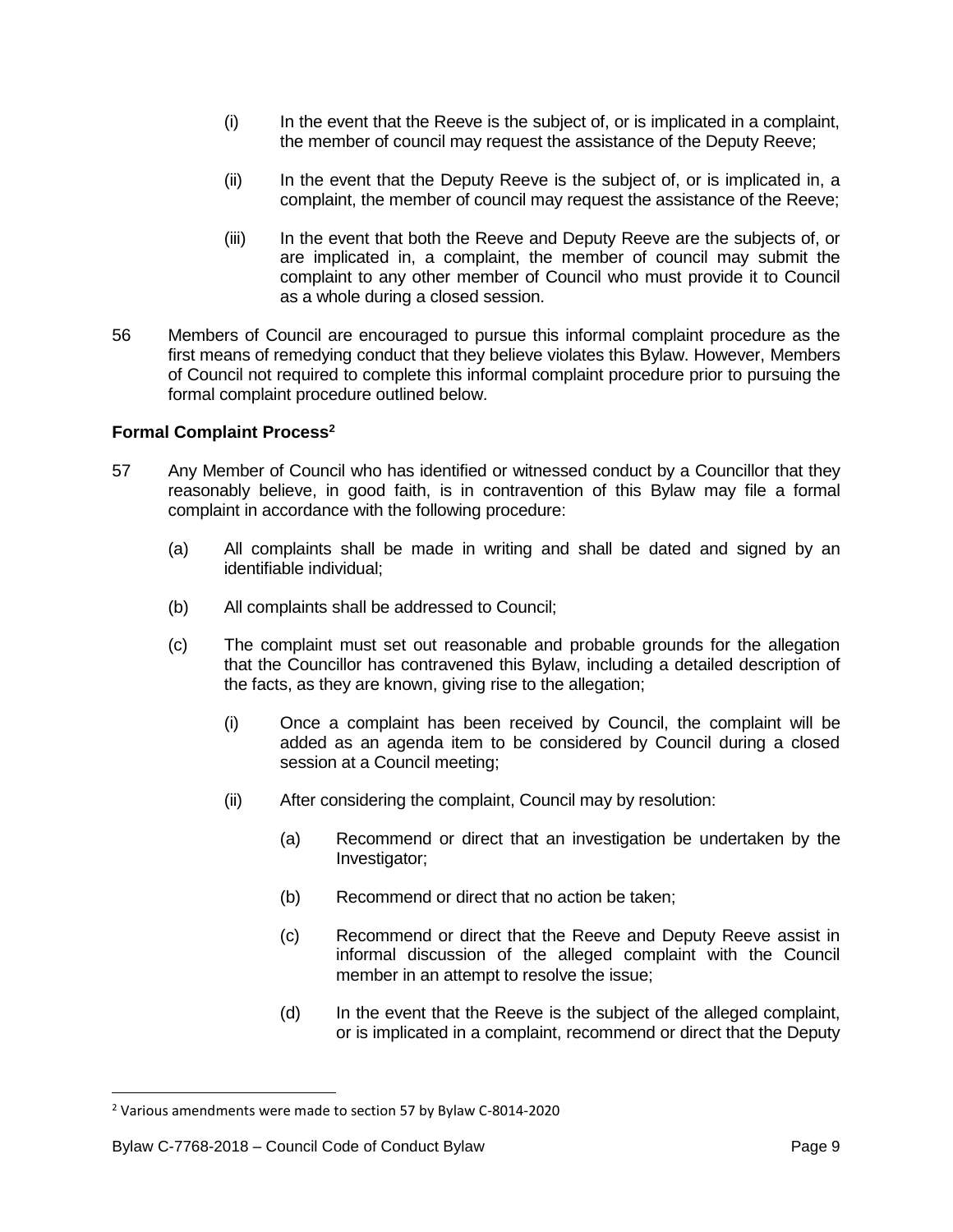(i) In the event that the Reeve is the subject of, or is implicated in a complaint, the member of council may request the assistance of the Deputy Reeve;

(ii) In the event that the Deputy Reeve is the subject of, or is implicated in, a complaint, the member of council may request the assistance of the Reeve;

(iii) In the event that both the Reeve and Deputy Reeve are the subjects of, or are implicated in, a complaint, the member of council may submit the complaint to any other member of Council who must provide it to Council as a whole during a closed session.

56 Members of Council are encouraged to pursue this informal complaint procedure as the first means of remedying conduct that they believe violates this Bylaw. However, Members of Council not required to complete this informal complaint procedure prior to pursuing the formal complaint procedure outlined below.

**Formal Complaint Process[2]**

57 Any Member of Council who has identified or witnessed conduct by a Councillor that they reasonably believe, in good faith, is in contravention of this Bylaw may file a formal complaint in accordance with the following procedure:

(a) All complaints shall be made in writing and shall be dated and signed by an identifiable individual;

(b) All complaints shall be addressed to Council;

(c) The complaint must set out reasonable and probable grounds for the allegation that the Councillor has contravened this Bylaw, including a detailed description of the facts, as they are known, giving rise to the allegation;

(i) Once a complaint has been received by Council, the complaint will be added as an agenda item to be considered by Council during a closed session at a Council meeting;

(ii) After considering the complaint, Council may by resolution:

(a) Recommend or direct that an investigation be undertaken by the Investigator;

(b) Recommend or direct that no action be taken;

(c) Recommend or direct that the Reeve and Deputy Reeve assist in informal discussion of the alleged complaint with the Council member in an attempt to resolve the issue;

(d) In the event that the Reeve is the subject of the alleged complaint, or is implicated in a complaint, recommend or direct that the Deputy

[2] Various amendments were made to section 57 by Bylaw C-8014-2020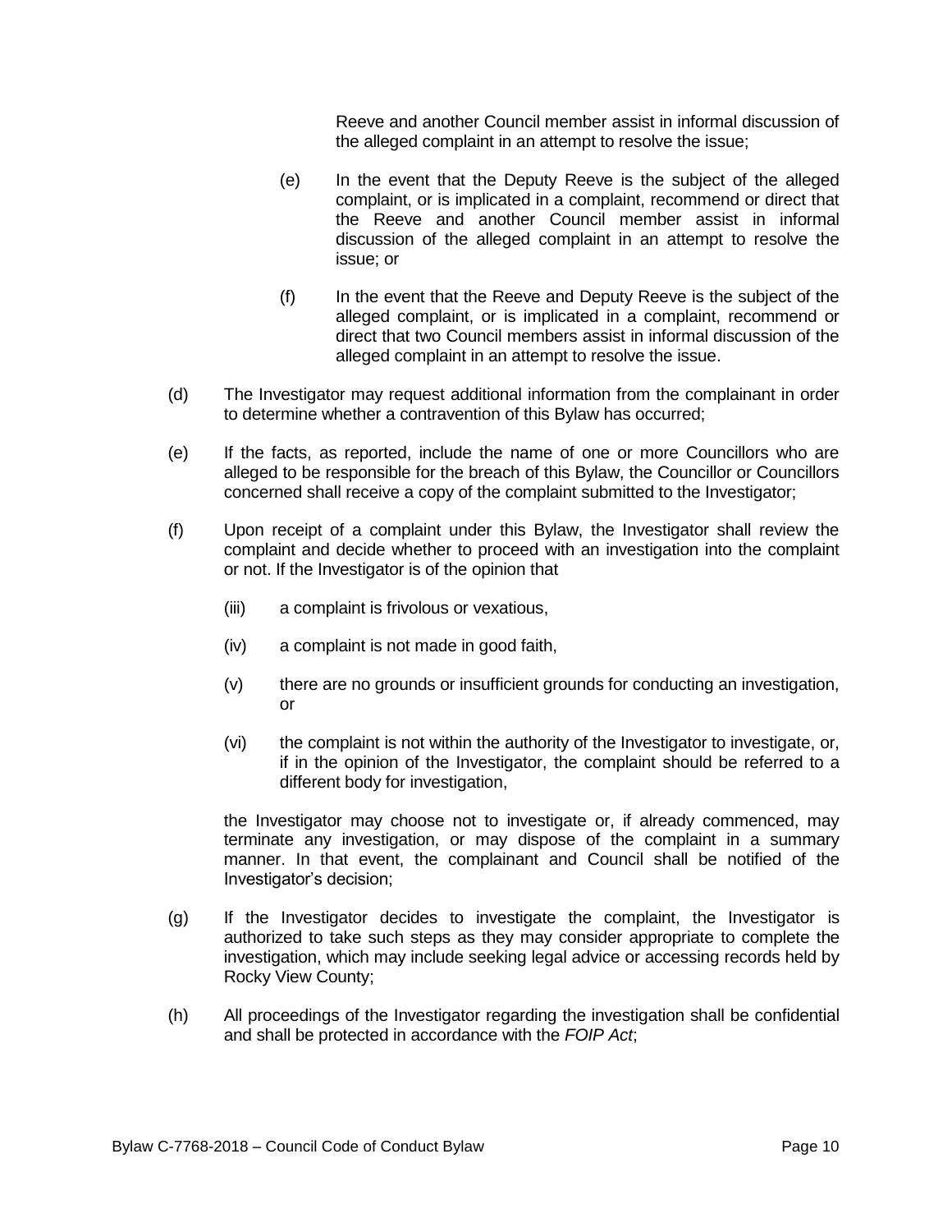Reeve and another Council member assist in informal discussion of the alleged complaint in an attempt to resolve the issue;

(e) In the event that the Deputy Reeve is the subject of the alleged complaint, or is implicated in a complaint, recommend or direct that the Reeve and another Council member assist in informal discussion of the alleged complaint in an attempt to resolve the issue; or

(f) In the event that the Reeve and Deputy Reeve is the subject of the alleged complaint, or is implicated in a complaint, recommend or direct that two Council members assist in informal discussion of the alleged complaint in an attempt to resolve the issue.

(d) The Investigator may request additional information from the complainant in order to determine whether a contravention of this Bylaw has occurred;

(e) If the facts, as reported, include the name of one or more Councillors who are alleged to be responsible for the breach of this Bylaw, the Councillor or Councillors concerned shall receive a copy of the complaint submitted to the Investigator;

(f) Upon receipt of a complaint under this Bylaw, the Investigator shall review the complaint and decide whether to proceed with an investigation into the complaint or not. If the Investigator is of the opinion that

(iii) a complaint is frivolous or vexatious,

(iv) a complaint is not made in good faith,

(v) there are no grounds or insufficient grounds for conducting an investigation, or

(vi) the complaint is not within the authority of the Investigator to investigate, or, if in the opinion of the Investigator, the complaint should be referred to a different body for investigation,

the Investigator may choose not to investigate or, if already commenced, may terminate any investigation, or may dispose of the complaint in a summary manner. In that event, the complainant and Council shall be notified of the Investigator's decision;

(g) If the Investigator decides to investigate the complaint, the Investigator is authorized to take such steps as they may consider appropriate to complete the investigation, which may include seeking legal advice or accessing records held by Rocky View County;

(h) All proceedings of the Investigator regarding the investigation shall be confidential and shall be protected in accordance with the *FOIP Act*;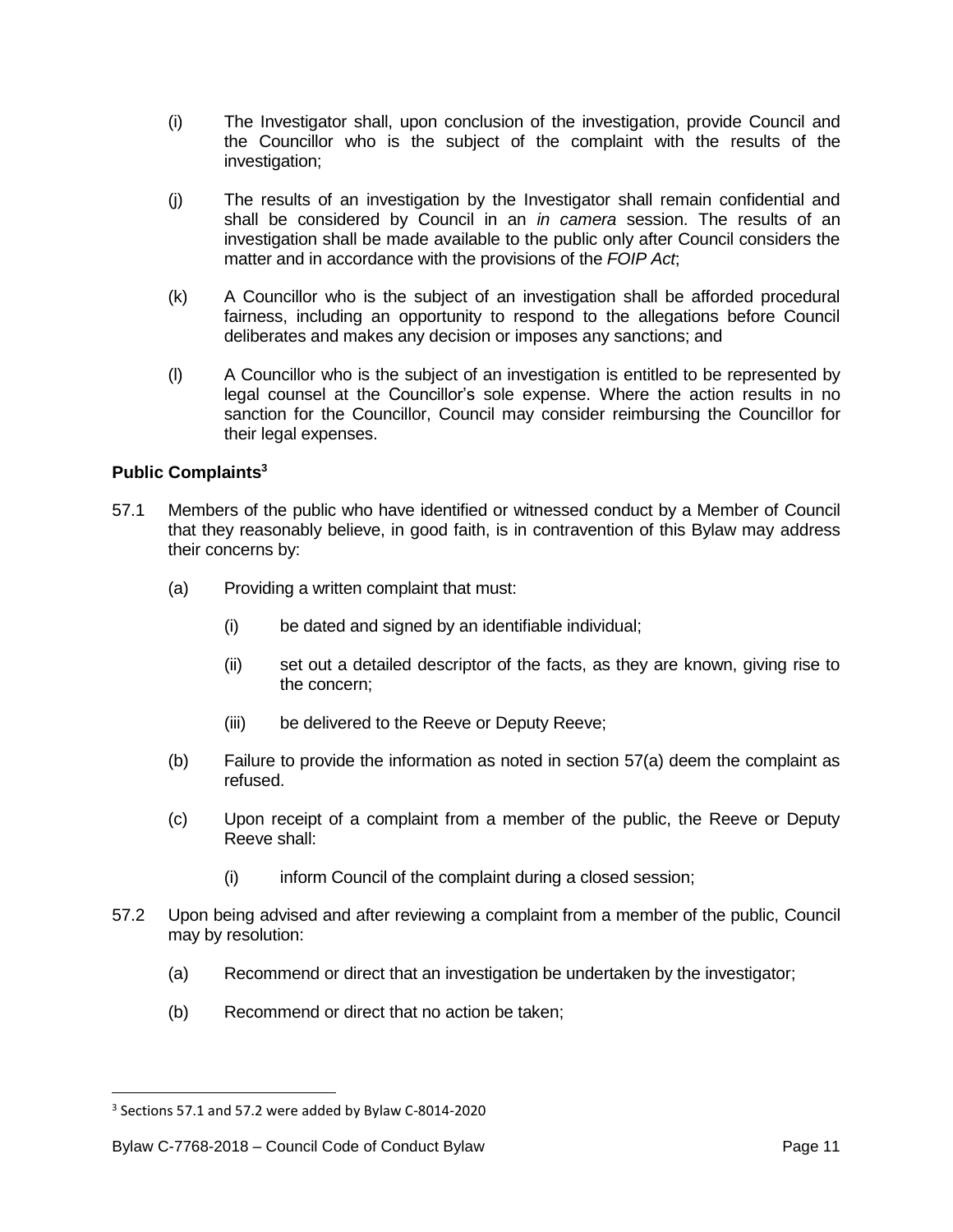(i) The Investigator shall, upon conclusion of the investigation, provide Council and the Councillor who is the subject of the complaint with the results of the investigation;

(j) The results of an investigation by the Investigator shall remain confidential and shall be considered by Council in an *in camera* session. The results of an investigation shall be made available to the public only after Council considers the matter and in accordance with the provisions of the *FOIP Act*;

(k) A Councillor who is the subject of an investigation shall be afforded procedural fairness, including an opportunity to respond to the allegations before Council deliberates and makes any decision or imposes any sanctions; and

(l) A Councillor who is the subject of an investigation is entitled to be represented by legal counsel at the Councillor's sole expense. Where the action results in no sanction for the Councillor, Council may consider reimbursing the Councillor for their legal expenses.

**Public Complaints[3]**

57.1 Members of the public who have identified or witnessed conduct by a Member of Council that they reasonably believe, in good faith, is in contravention of this Bylaw may address their concerns by:

(a) Providing a written complaint that must:

(i) be dated and signed by an identifiable individual;

(ii) set out a detailed descriptor of the facts, as they are known, giving rise to the concern;

(iii) be delivered to the Reeve or Deputy Reeve;

(b) Failure to provide the information as noted in section 57(a) deem the complaint as refused.

(c) Upon receipt of a complaint from a member of the public, the Reeve or Deputy Reeve shall:

(i) inform Council of the complaint during a closed session;

57.2 Upon being advised and after reviewing a complaint from a member of the public, Council may by resolution:

(a) Recommend or direct that an investigation be undertaken by the investigator;

(b) Recommend or direct that no action be taken;

---

[3] Sections 57.1 and 57.2 were added by Bylaw C-8014-2020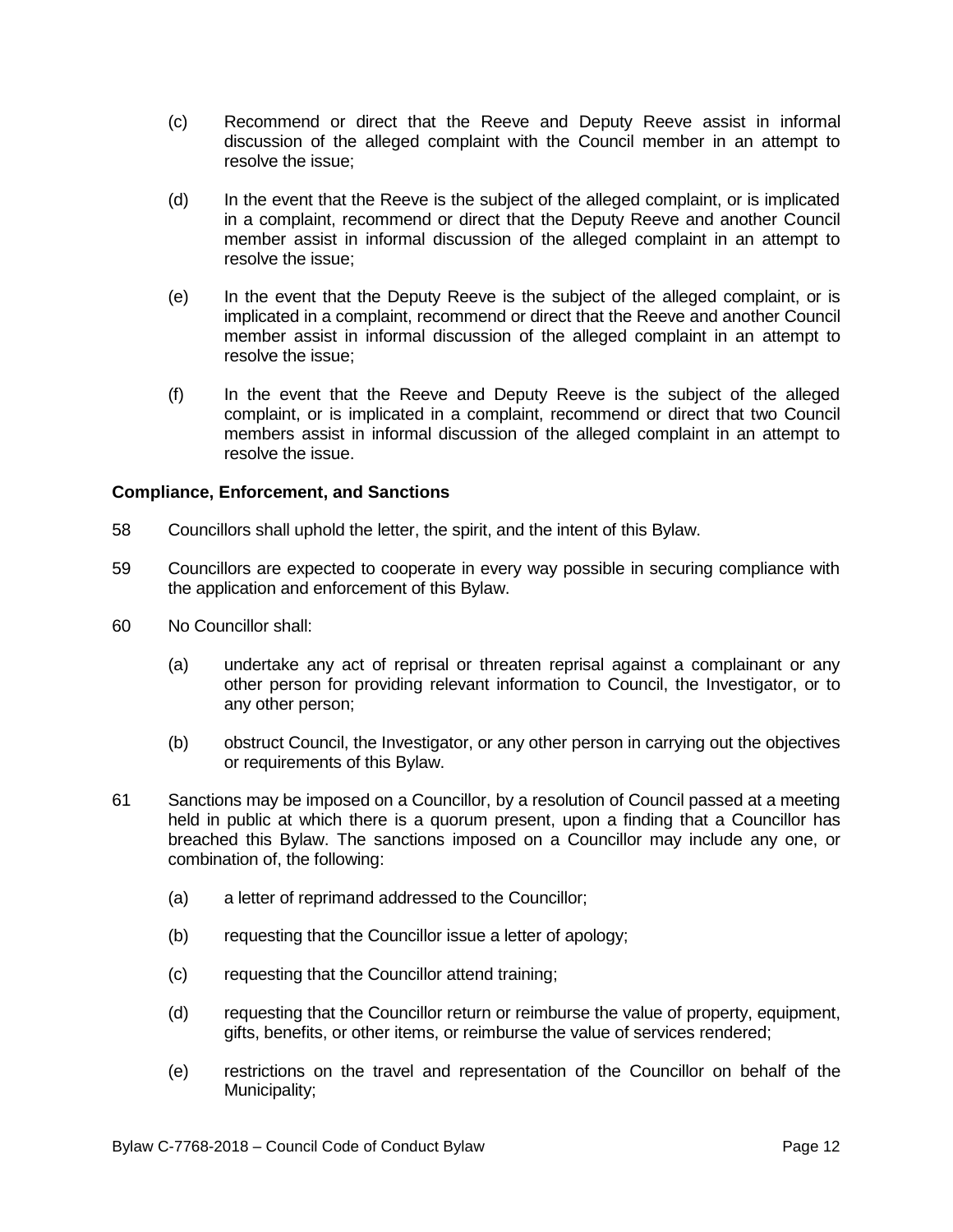(c) Recommend or direct that the Reeve and Deputy Reeve assist in informal discussion of the alleged complaint with the Council member in an attempt to resolve the issue;

(d) In the event that the Reeve is the subject of the alleged complaint, or is implicated in a complaint, recommend or direct that the Deputy Reeve and another Council member assist in informal discussion of the alleged complaint in an attempt to resolve the issue;

(e) In the event that the Deputy Reeve is the subject of the alleged complaint, or is implicated in a complaint, recommend or direct that the Reeve and another Council member assist in informal discussion of the alleged complaint in an attempt to resolve the issue;

(f) In the event that the Reeve and Deputy Reeve is the subject of the alleged complaint, or is implicated in a complaint, recommend or direct that two Council members assist in informal discussion of the alleged complaint in an attempt to resolve the issue.

**Compliance, Enforcement, and Sanctions**

58 Councillors shall uphold the letter, the spirit, and the intent of this Bylaw.

59 Councillors are expected to cooperate in every way possible in securing compliance with the application and enforcement of this Bylaw.

60 No Councillor shall:

(a) undertake any act of reprisal or threaten reprisal against a complainant or any other person for providing relevant information to Council, the Investigator, or to any other person;

(b) obstruct Council, the Investigator, or any other person in carrying out the objectives or requirements of this Bylaw.

61 Sanctions may be imposed on a Councillor, by a resolution of Council passed at a meeting held in public at which there is a quorum present, upon a finding that a Councillor has breached this Bylaw. The sanctions imposed on a Councillor may include any one, or combination of, the following:

(a) a letter of reprimand addressed to the Councillor;

(b) requesting that the Councillor issue a letter of apology;

(c) requesting that the Councillor attend training;

(d) requesting that the Councillor return or reimburse the value of property, equipment, gifts, benefits, or other items, or reimburse the value of services rendered;

(e) restrictions on the travel and representation of the Councillor on behalf of the Municipality;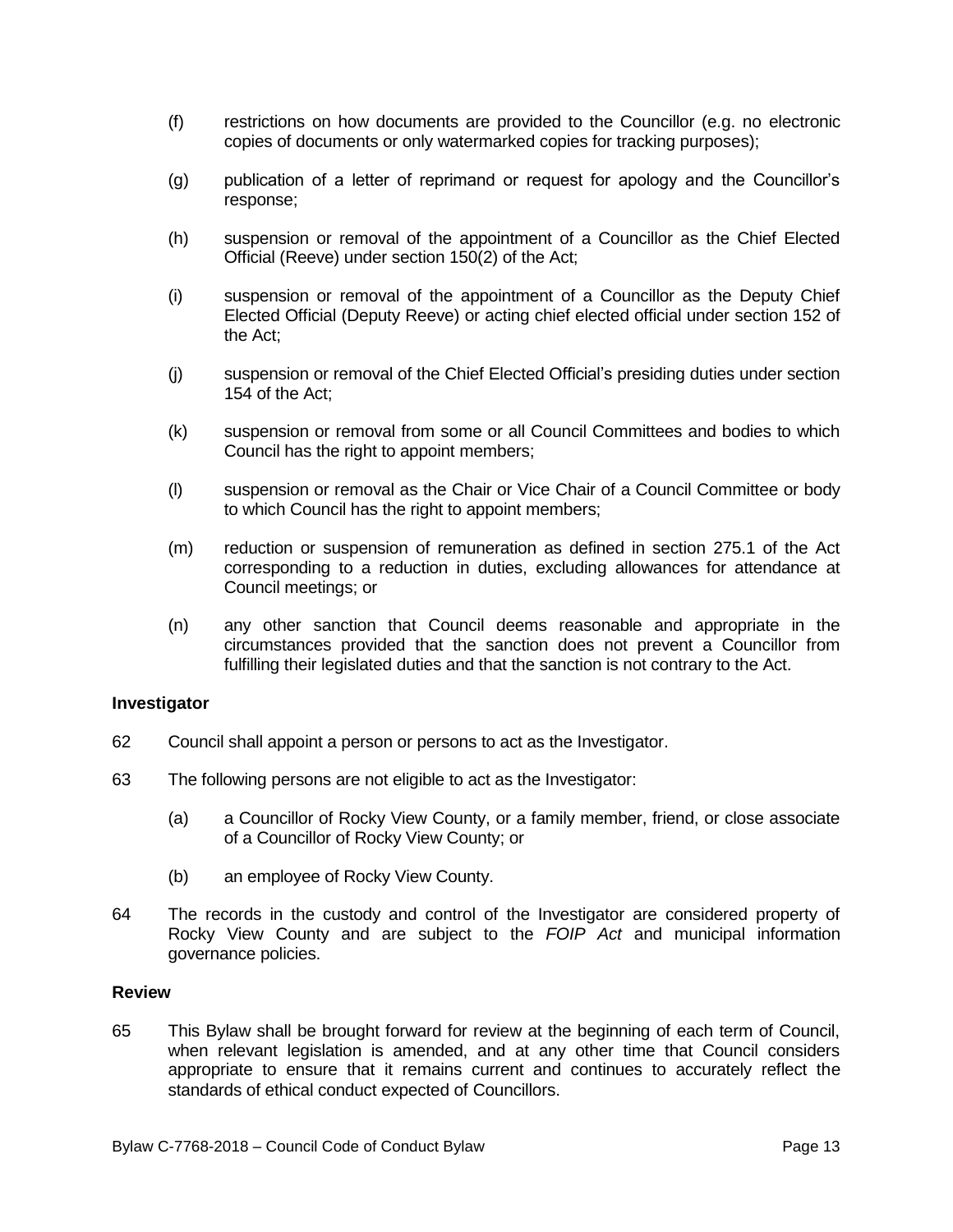(f) restrictions on how documents are provided to the Councillor (e.g. no electronic copies of documents or only watermarked copies for tracking purposes);

(g) publication of a letter of reprimand or request for apology and the Councillor's response;

(h) suspension or removal of the appointment of a Councillor as the Chief Elected Official (Reeve) under section 150(2) of the Act;

(i) suspension or removal of the appointment of a Councillor as the Deputy Chief Elected Official (Deputy Reeve) or acting chief elected official under section 152 of the Act;

(j) suspension or removal of the Chief Elected Official's presiding duties under section 154 of the Act;

(k) suspension or removal from some or all Council Committees and bodies to which Council has the right to appoint members;

(l) suspension or removal as the Chair or Vice Chair of a Council Committee or body to which Council has the right to appoint members;

(m) reduction or suspension of remuneration as defined in section 275.1 of the Act corresponding to a reduction in duties, excluding allowances for attendance at Council meetings; or

(n) any other sanction that Council deems reasonable and appropriate in the circumstances provided that the sanction does not prevent a Councillor from fulfilling their legislated duties and that the sanction is not contrary to the Act.

**Investigator**

62 Council shall appoint a person or persons to act as the Investigator.

63 The following persons are not eligible to act as the Investigator:

(a) a Councillor of Rocky View County, or a family member, friend, or close associate of a Councillor of Rocky View County; or

(b) an employee of Rocky View County.

64 The records in the custody and control of the Investigator are considered property of Rocky View County and are subject to the *FOIP Act* and municipal information governance policies.

**Review**

65 This Bylaw shall be brought forward for review at the beginning of each term of Council, when relevant legislation is amended, and at any other time that Council considers appropriate to ensure that it remains current and continues to accurately reflect the standards of ethical conduct expected of Councillors.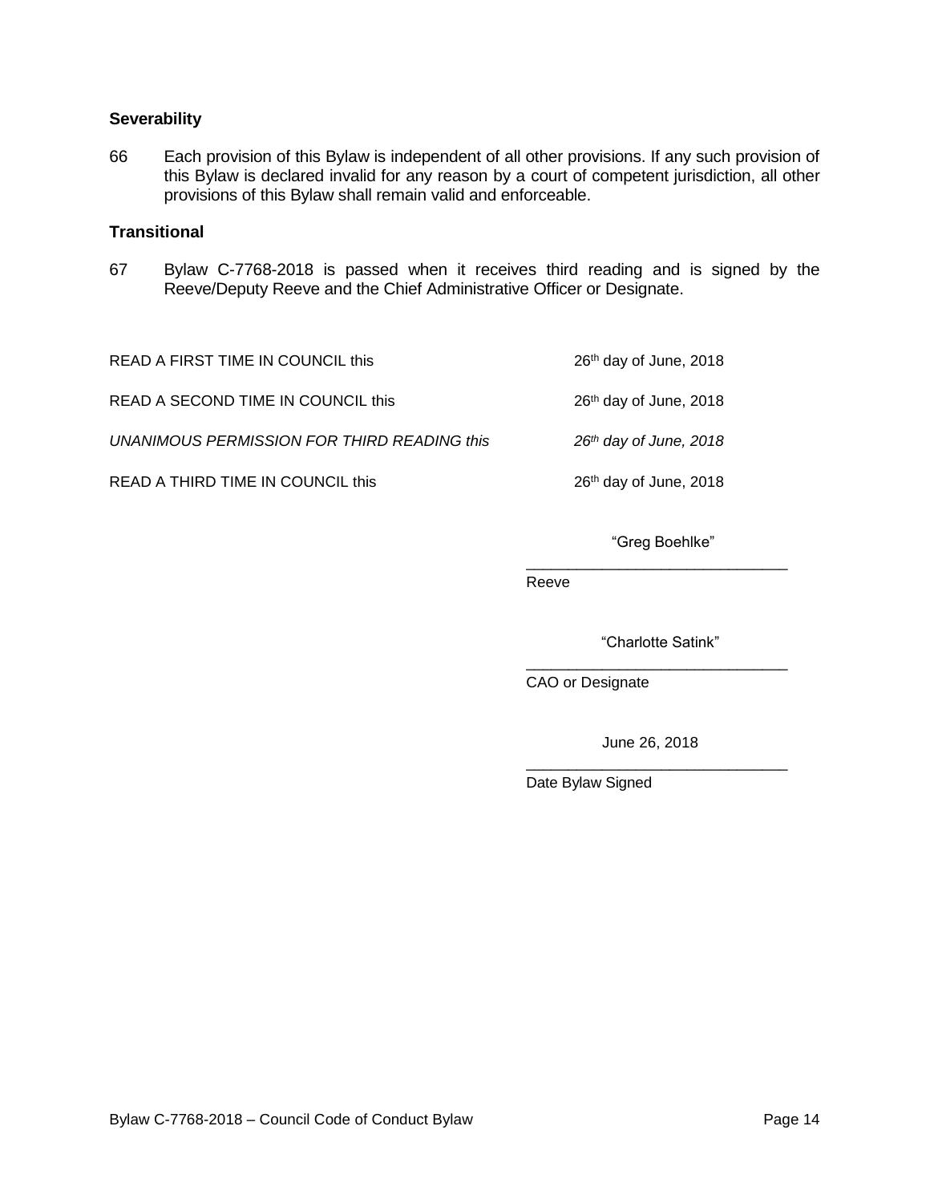### Severability

66 Each provision of this Bylaw is independent of all other provisions. If any such provision of this Bylaw is declared invalid for any reason by a court of competent jurisdiction, all other provisions of this Bylaw shall remain valid and enforceable.

### Transitional

67 Bylaw C-7768-2018 is passed when it receives third reading and is signed by the Reeve/Deputy Reeve and the Chief Administrative Officer or Designate.

| | |
|---|---|
| READ A FIRST TIME IN COUNCIL this | 26th day of June, 2018 |
| READ A SECOND TIME IN COUNCIL this | 26th day of June, 2018 |
| *UNANIMOUS PERMISSION FOR THIRD READING this* | *26th day of June, 2018* |
| READ A THIRD TIME IN COUNCIL this | 26th day of June, 2018 |

"Greg Boehlke"
_______________________________
Reeve

"Charlotte Satink"
_______________________________
CAO or Designate

June 26, 2018
_______________________________
Date Bylaw Signed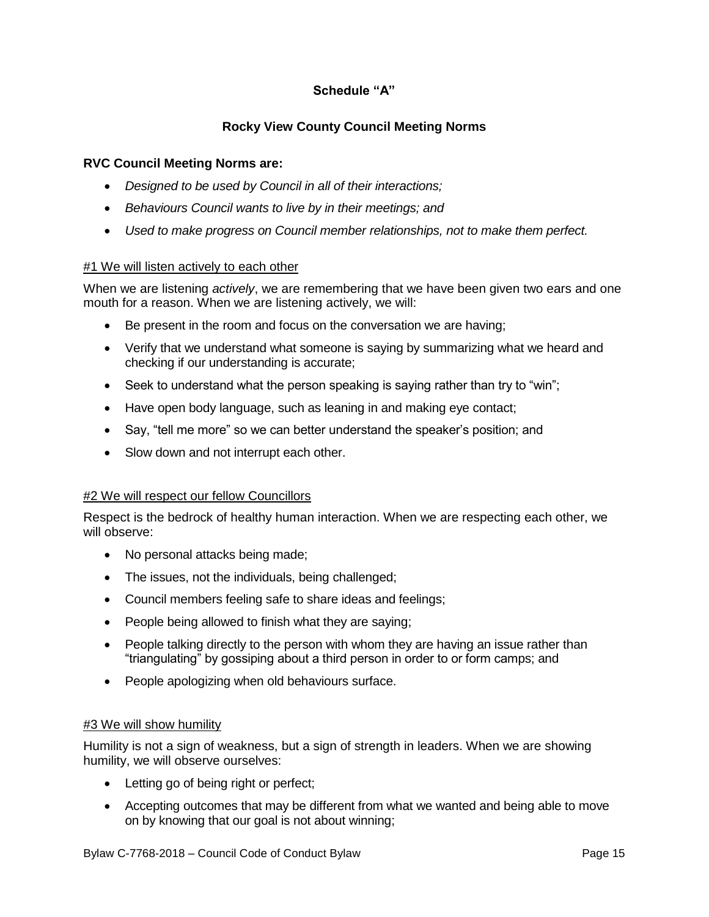**Schedule "A"**

**Rocky View County Council Meeting Norms**

**RVC Council Meeting Norms are:**

- *Designed to be used by Council in all of their interactions;*
- *Behaviours Council wants to live by in their meetings; and*
- *Used to make progress on Council member relationships, not to make them perfect.*

#1 We will listen actively to each other

When we are listening *actively*, we are remembering that we have been given two ears and one mouth for a reason. When we are listening actively, we will:

- Be present in the room and focus on the conversation we are having;
- Verify that we understand what someone is saying by summarizing what we heard and checking if our understanding is accurate;
- Seek to understand what the person speaking is saying rather than try to "win";
- Have open body language, such as leaning in and making eye contact;
- Say, "tell me more" so we can better understand the speaker's position; and
- Slow down and not interrupt each other.

#2 We will respect our fellow Councillors

Respect is the bedrock of healthy human interaction. When we are respecting each other, we will observe:

- No personal attacks being made;
- The issues, not the individuals, being challenged;
- Council members feeling safe to share ideas and feelings;
- People being allowed to finish what they are saying;
- People talking directly to the person with whom they are having an issue rather than "triangulating" by gossiping about a third person in order to or form camps; and
- People apologizing when old behaviours surface.

#3 We will show humility

Humility is not a sign of weakness, but a sign of strength in leaders. When we are showing humility, we will observe ourselves:

- Letting go of being right or perfect;
- Accepting outcomes that may be different from what we wanted and being able to move on by knowing that our goal is not about winning;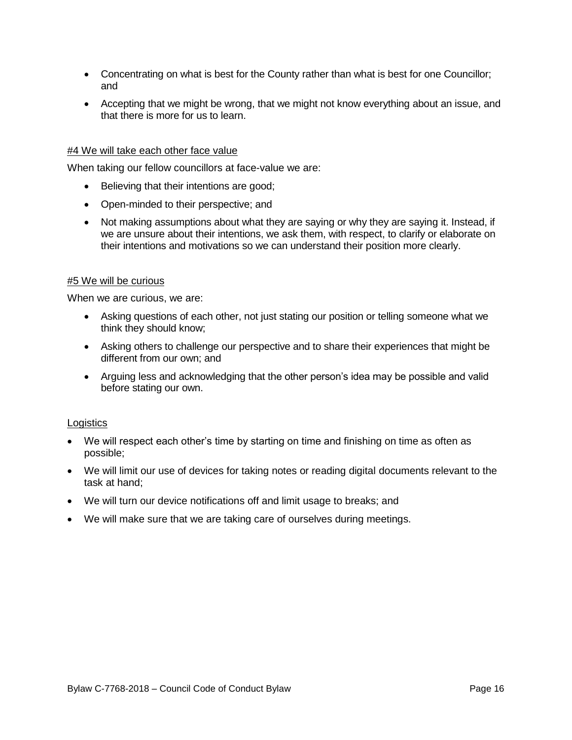- Concentrating on what is best for the County rather than what is best for one Councillor; and
- Accepting that we might be wrong, that we might not know everything about an issue, and that there is more for us to learn.

#4 We will take each other face value

When taking our fellow councillors at face-value we are:

- Believing that their intentions are good;
- Open-minded to their perspective; and
- Not making assumptions about what they are saying or why they are saying it. Instead, if we are unsure about their intentions, we ask them, with respect, to clarify or elaborate on their intentions and motivations so we can understand their position more clearly.

#5 We will be curious

When we are curious, we are:

- Asking questions of each other, not just stating our position or telling someone what we think they should know;
- Asking others to challenge our perspective and to share their experiences that might be different from our own; and
- Arguing less and acknowledging that the other person's idea may be possible and valid before stating our own.

Logistics

- We will respect each other's time by starting on time and finishing on time as often as possible;
- We will limit our use of devices for taking notes or reading digital documents relevant to the task at hand;
- We will turn our device notifications off and limit usage to breaks; and
- We will make sure that we are taking care of ourselves during meetings.